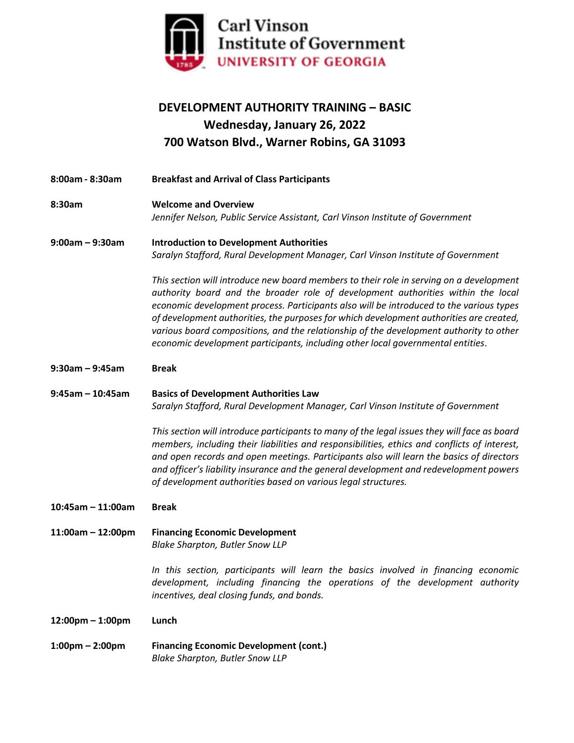Carl Vinson Institute of Government
UNIVERSITY OF GEORGIA

# DEVELOPMENT AUTHORITY TRAINING – BASIC
## Wednesday, January 26, 2022
## 700 Watson Blvd., Warner Robins, GA 31093

**8:00am - 8:30am** **Breakfast and Arrival of Class Participants**

**8:30am** **Welcome and Overview**
*Jennifer Nelson, Public Service Assistant, Carl Vinson Institute of Government*

**9:00am – 9:30am** **Introduction to Development Authorities**
*Saralyn Stafford, Rural Development Manager, Carl Vinson Institute of Government*

*This section will introduce new board members to their role in serving on a development authority board and the broader role of development authorities within the local economic development process. Participants also will be introduced to the various types of development authorities, the purposes for which development authorities are created, various board compositions, and the relationship of the development authority to other economic development participants, including other local governmental entities.*

**9:30am – 9:45am** **Break**

**9:45am – 10:45am** **Basics of Development Authorities Law**
*Saralyn Stafford, Rural Development Manager, Carl Vinson Institute of Government*

*This section will introduce participants to many of the legal issues they will face as board members, including their liabilities and responsibilities, ethics and conflicts of interest, and open records and open meetings. Participants also will learn the basics of directors and officer's liability insurance and the general development and redevelopment powers of development authorities based on various legal structures.*

**10:45am – 11:00am** **Break**

**11:00am – 12:00pm** **Financing Economic Development**
*Blake Sharpton, Butler Snow LLP*

*In this section, participants will learn the basics involved in financing economic development, including financing the operations of the development authority incentives, deal closing funds, and bonds.*

**12:00pm – 1:00pm** **Lunch**

**1:00pm – 2:00pm** **Financing Economic Development (cont.)**
*Blake Sharpton, Butler Snow LLP*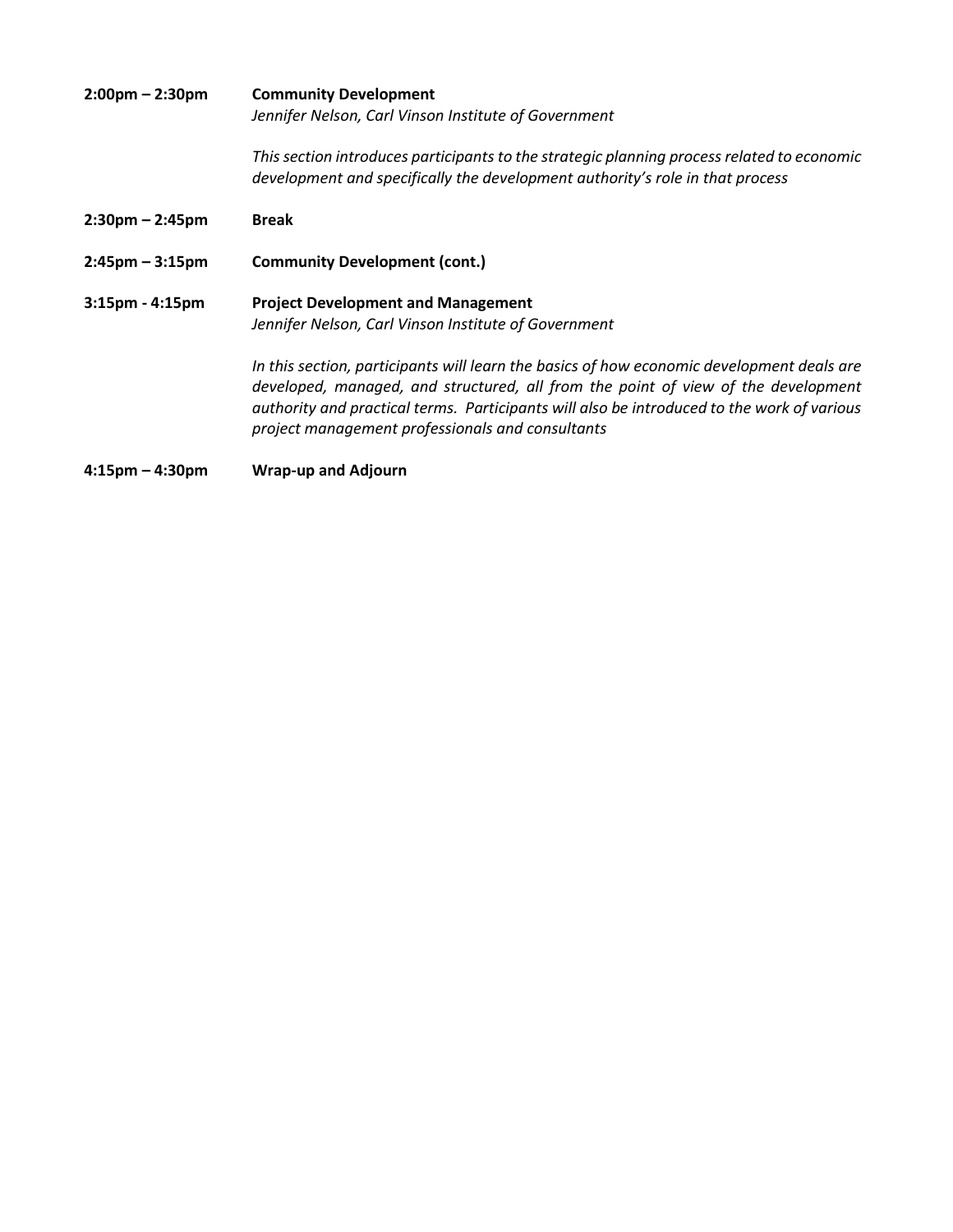**2:00pm – 2:30pm** **Community Development**
*Jennifer Nelson, Carl Vinson Institute of Government*

*This section introduces participants to the strategic planning process related to economic development and specifically the development authority's role in that process*

**2:30pm – 2:45pm** **Break**

**2:45pm – 3:15pm** **Community Development (cont.)**

**3:15pm - 4:15pm** **Project Development and Management**
*Jennifer Nelson, Carl Vinson Institute of Government*

*In this section, participants will learn the basics of how economic development deals are developed, managed, and structured, all from the point of view of the development authority and practical terms. Participants will also be introduced to the work of various project management professionals and consultants*

**4:15pm – 4:30pm** **Wrap-up and Adjourn**